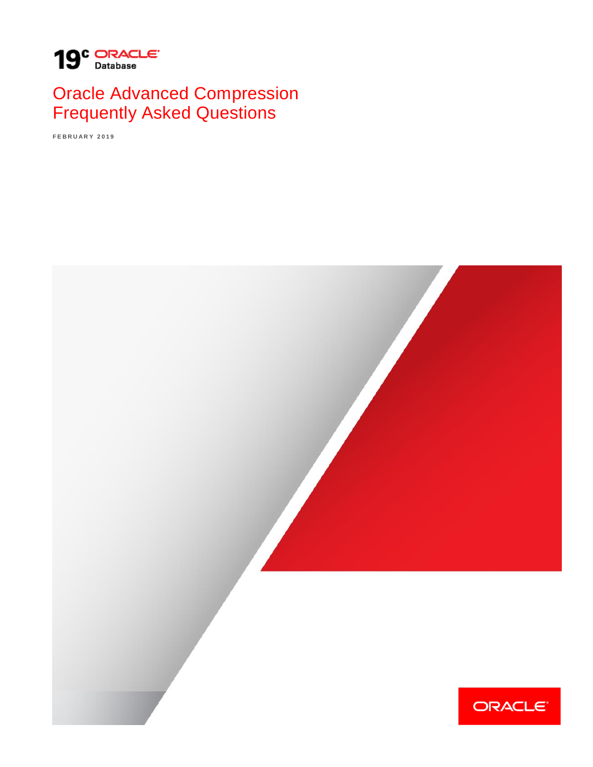19c ORACLE Database

# Oracle Advanced Compression Frequently Asked Questions

FEBRUARY 2019

ORACLE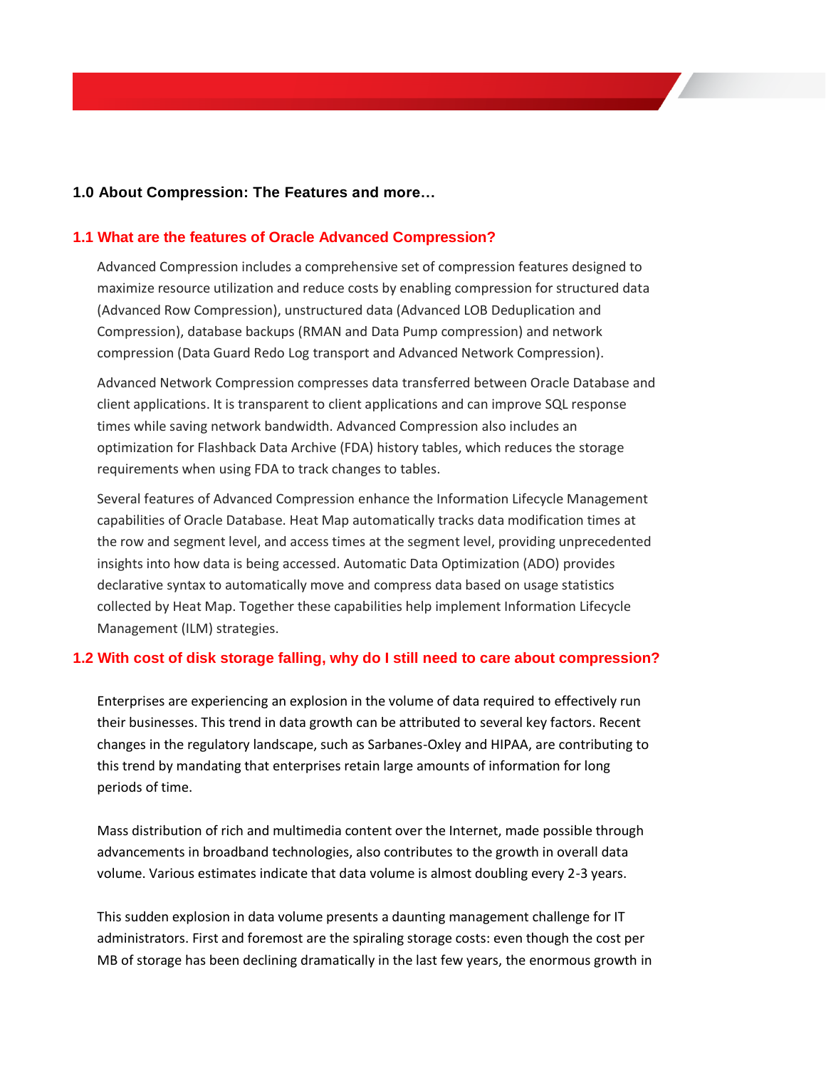## 1.0 About Compression: The Features and more…

### 1.1 What are the features of Oracle Advanced Compression?

Advanced Compression includes a comprehensive set of compression features designed to maximize resource utilization and reduce costs by enabling compression for structured data (Advanced Row Compression), unstructured data (Advanced LOB Deduplication and Compression), database backups (RMAN and Data Pump compression) and network compression (Data Guard Redo Log transport and Advanced Network Compression).

Advanced Network Compression compresses data transferred between Oracle Database and client applications. It is transparent to client applications and can improve SQL response times while saving network bandwidth. Advanced Compression also includes an optimization for Flashback Data Archive (FDA) history tables, which reduces the storage requirements when using FDA to track changes to tables.

Several features of Advanced Compression enhance the Information Lifecycle Management capabilities of Oracle Database. Heat Map automatically tracks data modification times at the row and segment level, and access times at the segment level, providing unprecedented insights into how data is being accessed. Automatic Data Optimization (ADO) provides declarative syntax to automatically move and compress data based on usage statistics collected by Heat Map. Together these capabilities help implement Information Lifecycle Management (ILM) strategies.

### 1.2 With cost of disk storage falling, why do I still need to care about compression?

Enterprises are experiencing an explosion in the volume of data required to effectively run their businesses. This trend in data growth can be attributed to several key factors. Recent changes in the regulatory landscape, such as Sarbanes-Oxley and HIPAA, are contributing to this trend by mandating that enterprises retain large amounts of information for long periods of time.

Mass distribution of rich and multimedia content over the Internet, made possible through advancements in broadband technologies, also contributes to the growth in overall data volume. Various estimates indicate that data volume is almost doubling every 2-3 years.

This sudden explosion in data volume presents a daunting management challenge for IT administrators. First and foremost are the spiraling storage costs: even though the cost per MB of storage has been declining dramatically in the last few years, the enormous growth in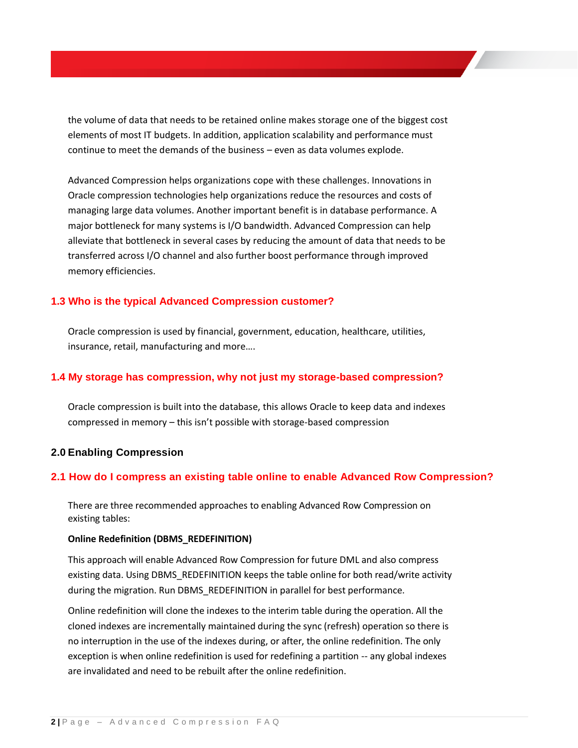the volume of data that needs to be retained online makes storage one of the biggest cost elements of most IT budgets. In addition, application scalability and performance must continue to meet the demands of the business – even as data volumes explode.

Advanced Compression helps organizations cope with these challenges. Innovations in Oracle compression technologies help organizations reduce the resources and costs of managing large data volumes. Another important benefit is in database performance. A major bottleneck for many systems is I/O bandwidth. Advanced Compression can help alleviate that bottleneck in several cases by reducing the amount of data that needs to be transferred across I/O channel and also further boost performance through improved memory efficiencies.

### 1.3 Who is the typical Advanced Compression customer?

Oracle compression is used by financial, government, education, healthcare, utilities, insurance, retail, manufacturing and more….

### 1.4 My storage has compression, why not just my storage-based compression?

Oracle compression is built into the database, this allows Oracle to keep data and indexes compressed in memory – this isn't possible with storage-based compression

## 2.0 Enabling Compression

### 2.1 How do I compress an existing table online to enable Advanced Row Compression?

There are three recommended approaches to enabling Advanced Row Compression on existing tables:

**Online Redefinition (DBMS_REDEFINITION)**

This approach will enable Advanced Row Compression for future DML and also compress existing data. Using DBMS_REDEFINITION keeps the table online for both read/write activity during the migration. Run DBMS_REDEFINITION in parallel for best performance.

Online redefinition will clone the indexes to the interim table during the operation. All the cloned indexes are incrementally maintained during the sync (refresh) operation so there is no interruption in the use of the indexes during, or after, the online redefinition. The only exception is when online redefinition is used for redefining a partition -- any global indexes are invalidated and need to be rebuilt after the online redefinition.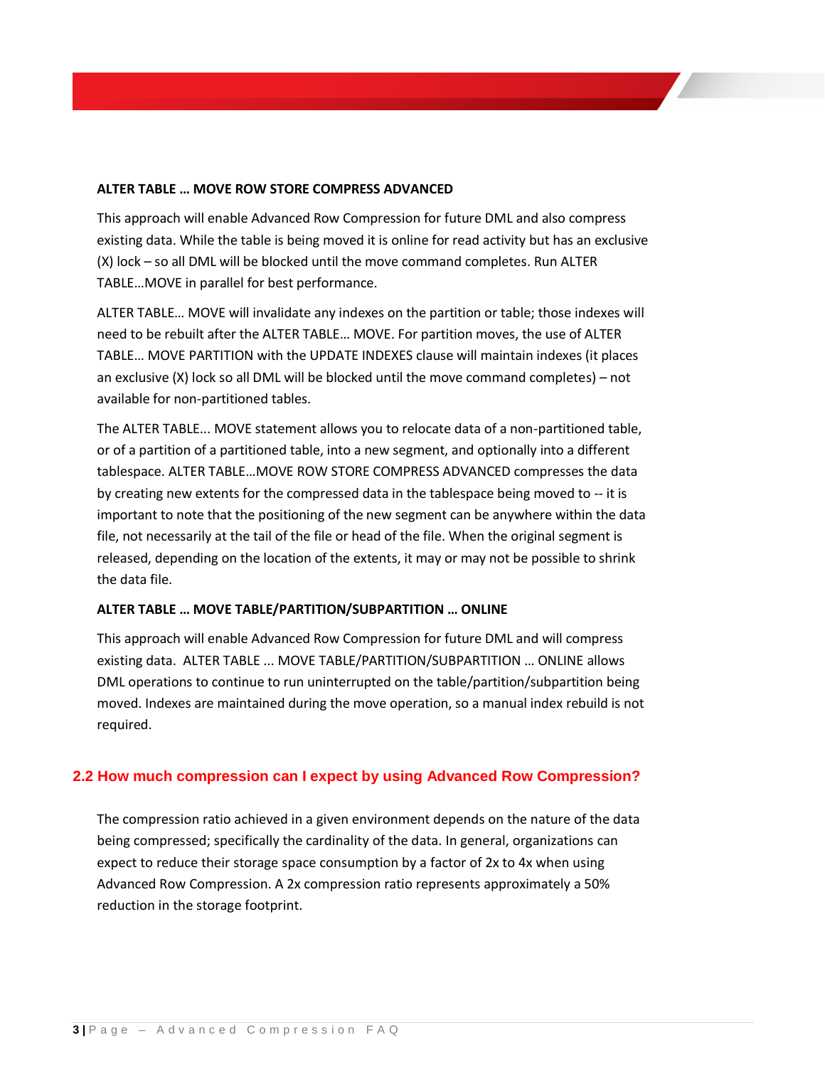**ALTER TABLE … MOVE ROW STORE COMPRESS ADVANCED**

This approach will enable Advanced Row Compression for future DML and also compress existing data. While the table is being moved it is online for read activity but has an exclusive (X) lock – so all DML will be blocked until the move command completes. Run ALTER TABLE…MOVE in parallel for best performance.

ALTER TABLE… MOVE will invalidate any indexes on the partition or table; those indexes will need to be rebuilt after the ALTER TABLE… MOVE. For partition moves, the use of ALTER TABLE… MOVE PARTITION with the UPDATE INDEXES clause will maintain indexes (it places an exclusive (X) lock so all DML will be blocked until the move command completes) – not available for non-partitioned tables.

The ALTER TABLE... MOVE statement allows you to relocate data of a non-partitioned table, or of a partition of a partitioned table, into a new segment, and optionally into a different tablespace. ALTER TABLE…MOVE ROW STORE COMPRESS ADVANCED compresses the data by creating new extents for the compressed data in the tablespace being moved to -- it is important to note that the positioning of the new segment can be anywhere within the data file, not necessarily at the tail of the file or head of the file. When the original segment is released, depending on the location of the extents, it may or may not be possible to shrink the data file.

**ALTER TABLE … MOVE TABLE/PARTITION/SUBPARTITION … ONLINE**

This approach will enable Advanced Row Compression for future DML and will compress existing data. ALTER TABLE ... MOVE TABLE/PARTITION/SUBPARTITION … ONLINE allows DML operations to continue to run uninterrupted on the table/partition/subpartition being moved. Indexes are maintained during the move operation, so a manual index rebuild is not required.

## 2.2 How much compression can I expect by using Advanced Row Compression?

The compression ratio achieved in a given environment depends on the nature of the data being compressed; specifically the cardinality of the data. In general, organizations can expect to reduce their storage space consumption by a factor of 2x to 4x when using Advanced Row Compression. A 2x compression ratio represents approximately a 50% reduction in the storage footprint.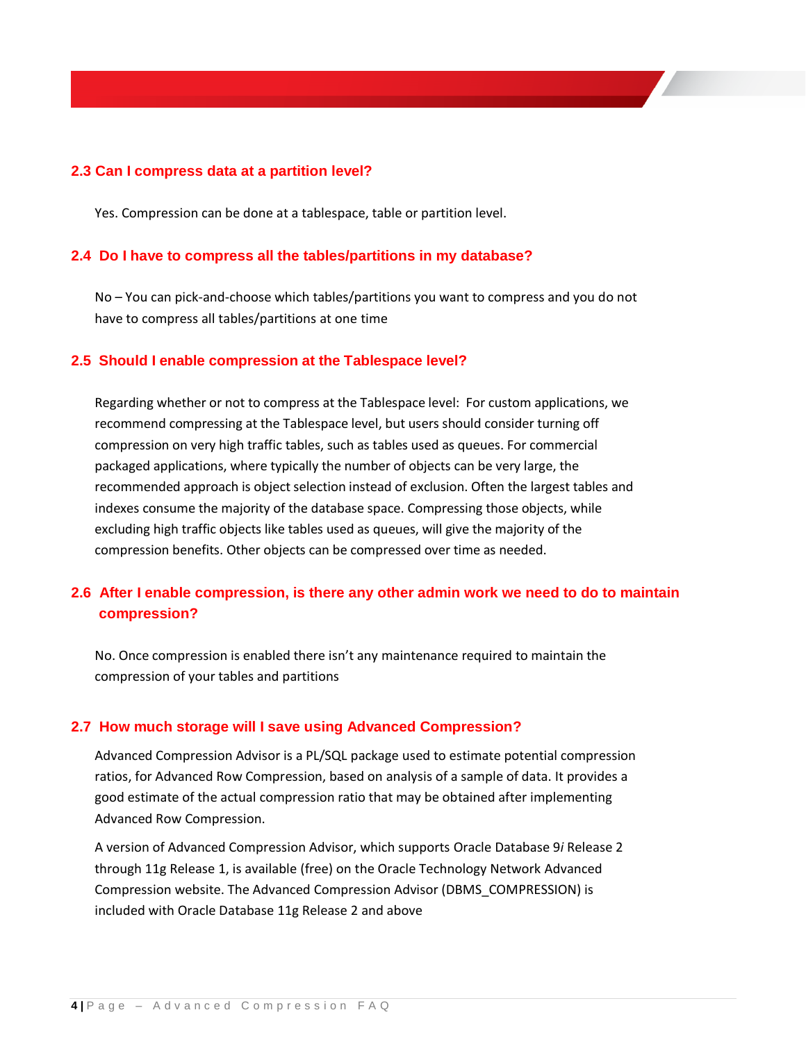## 2.3 Can I compress data at a partition level?

Yes. Compression can be done at a tablespace, table or partition level.

## 2.4 Do I have to compress all the tables/partitions in my database?

No – You can pick-and-choose which tables/partitions you want to compress and you do not have to compress all tables/partitions at one time

## 2.5 Should I enable compression at the Tablespace level?

Regarding whether or not to compress at the Tablespace level: For custom applications, we recommend compressing at the Tablespace level, but users should consider turning off compression on very high traffic tables, such as tables used as queues. For commercial packaged applications, where typically the number of objects can be very large, the recommended approach is object selection instead of exclusion. Often the largest tables and indexes consume the majority of the database space. Compressing those objects, while excluding high traffic objects like tables used as queues, will give the majority of the compression benefits. Other objects can be compressed over time as needed.

## 2.6 After I enable compression, is there any other admin work we need to do to maintain compression?

No. Once compression is enabled there isn't any maintenance required to maintain the compression of your tables and partitions

## 2.7 How much storage will I save using Advanced Compression?

Advanced Compression Advisor is a PL/SQL package used to estimate potential compression ratios, for Advanced Row Compression, based on analysis of a sample of data. It provides a good estimate of the actual compression ratio that may be obtained after implementing Advanced Row Compression.

A version of Advanced Compression Advisor, which supports Oracle Database 9*i* Release 2 through 11g Release 1, is available (free) on the Oracle Technology Network Advanced Compression website. The Advanced Compression Advisor (DBMS_COMPRESSION) is included with Oracle Database 11g Release 2 and above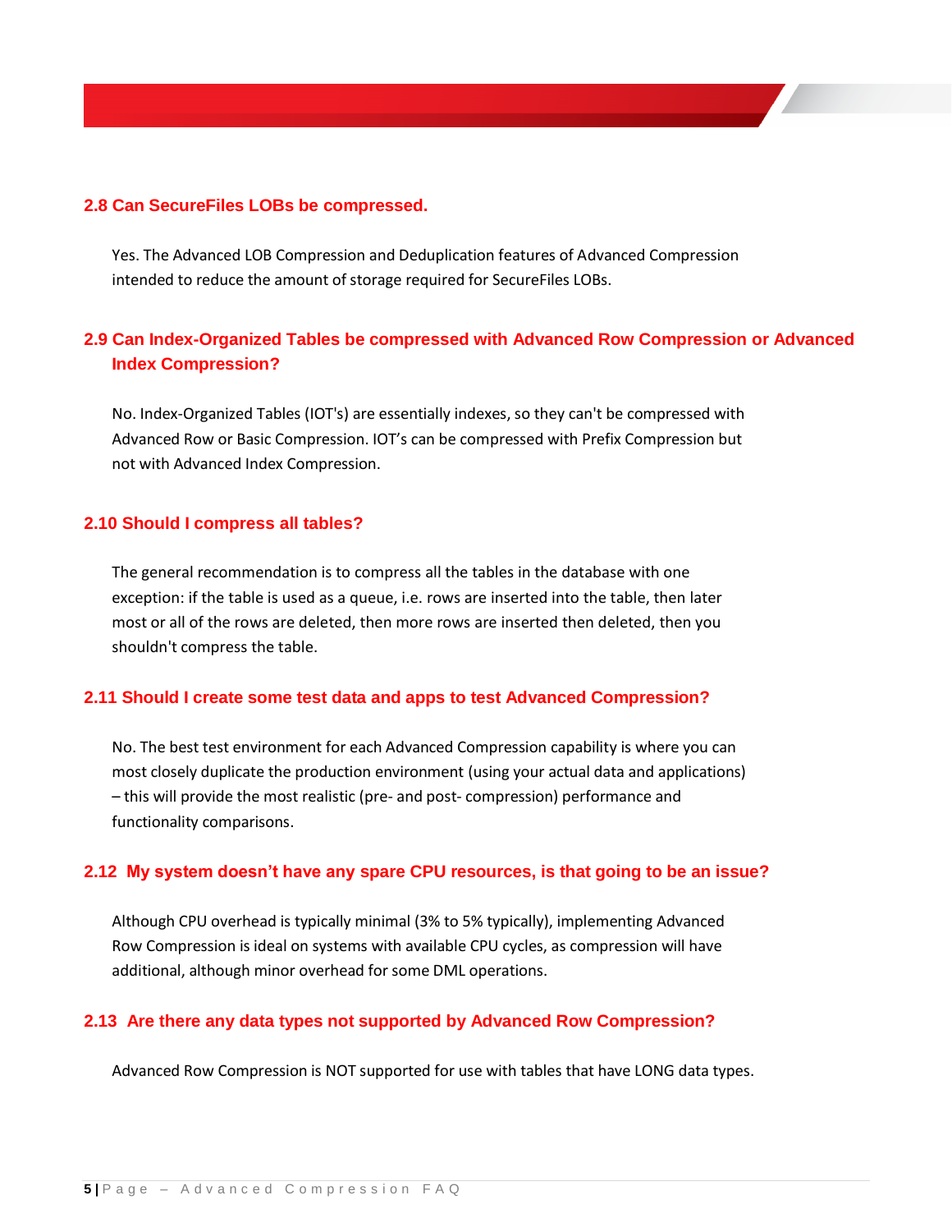### 2.8 Can SecureFiles LOBs be compressed.

Yes. The Advanced LOB Compression and Deduplication features of Advanced Compression intended to reduce the amount of storage required for SecureFiles LOBs.

### 2.9 Can Index-Organized Tables be compressed with Advanced Row Compression or Advanced Index Compression?

No. Index-Organized Tables (IOT's) are essentially indexes, so they can't be compressed with Advanced Row or Basic Compression. IOT's can be compressed with Prefix Compression but not with Advanced Index Compression.

### 2.10 Should I compress all tables?

The general recommendation is to compress all the tables in the database with one exception: if the table is used as a queue, i.e. rows are inserted into the table, then later most or all of the rows are deleted, then more rows are inserted then deleted, then you shouldn't compress the table.

### 2.11 Should I create some test data and apps to test Advanced Compression?

No. The best test environment for each Advanced Compression capability is where you can most closely duplicate the production environment (using your actual data and applications) – this will provide the most realistic (pre- and post- compression) performance and functionality comparisons.

### 2.12 My system doesn't have any spare CPU resources, is that going to be an issue?

Although CPU overhead is typically minimal (3% to 5% typically), implementing Advanced Row Compression is ideal on systems with available CPU cycles, as compression will have additional, although minor overhead for some DML operations.

### 2.13 Are there any data types not supported by Advanced Row Compression?

Advanced Row Compression is NOT supported for use with tables that have LONG data types.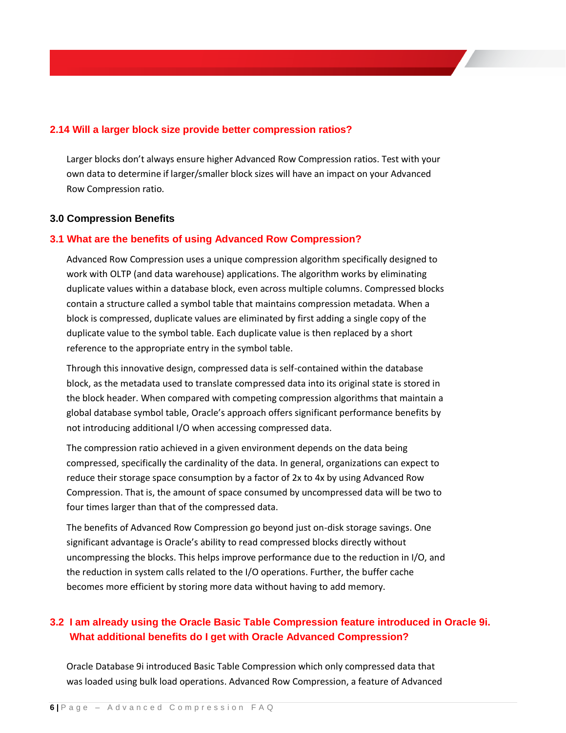### 2.14 Will a larger block size provide better compression ratios?

Larger blocks don't always ensure higher Advanced Row Compression ratios. Test with your own data to determine if larger/smaller block sizes will have an impact on your Advanced Row Compression ratio.

## 3.0 Compression Benefits

### 3.1 What are the benefits of using Advanced Row Compression?

Advanced Row Compression uses a unique compression algorithm specifically designed to work with OLTP (and data warehouse) applications. The algorithm works by eliminating duplicate values within a database block, even across multiple columns. Compressed blocks contain a structure called a symbol table that maintains compression metadata. When a block is compressed, duplicate values are eliminated by first adding a single copy of the duplicate value to the symbol table. Each duplicate value is then replaced by a short reference to the appropriate entry in the symbol table.

Through this innovative design, compressed data is self-contained within the database block, as the metadata used to translate compressed data into its original state is stored in the block header. When compared with competing compression algorithms that maintain a global database symbol table, Oracle's approach offers significant performance benefits by not introducing additional I/O when accessing compressed data.

The compression ratio achieved in a given environment depends on the data being compressed, specifically the cardinality of the data. In general, organizations can expect to reduce their storage space consumption by a factor of 2x to 4x by using Advanced Row Compression. That is, the amount of space consumed by uncompressed data will be two to four times larger than that of the compressed data.

The benefits of Advanced Row Compression go beyond just on-disk storage savings. One significant advantage is Oracle's ability to read compressed blocks directly without uncompressing the blocks. This helps improve performance due to the reduction in I/O, and the reduction in system calls related to the I/O operations. Further, the buffer cache becomes more efficient by storing more data without having to add memory.

### 3.2 I am already using the Oracle Basic Table Compression feature introduced in Oracle 9i. What additional benefits do I get with Oracle Advanced Compression?

Oracle Database 9i introduced Basic Table Compression which only compressed data that was loaded using bulk load operations. Advanced Row Compression, a feature of Advanced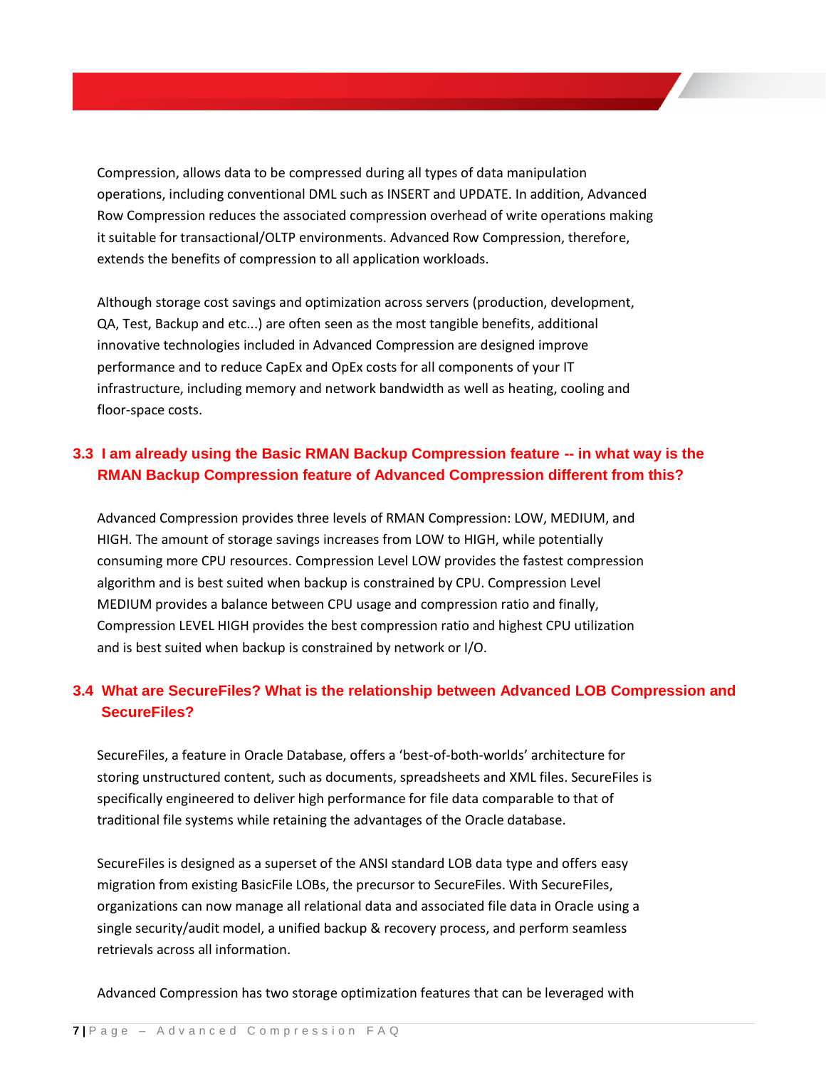Compression, allows data to be compressed during all types of data manipulation operations, including conventional DML such as INSERT and UPDATE. In addition, Advanced Row Compression reduces the associated compression overhead of write operations making it suitable for transactional/OLTP environments. Advanced Row Compression, therefore, extends the benefits of compression to all application workloads.

Although storage cost savings and optimization across servers (production, development, QA, Test, Backup and etc...) are often seen as the most tangible benefits, additional innovative technologies included in Advanced Compression are designed improve performance and to reduce CapEx and OpEx costs for all components of your IT infrastructure, including memory and network bandwidth as well as heating, cooling and floor-space costs.

### 3.3 I am already using the Basic RMAN Backup Compression feature -- in what way is the RMAN Backup Compression feature of Advanced Compression different from this?

Advanced Compression provides three levels of RMAN Compression: LOW, MEDIUM, and HIGH. The amount of storage savings increases from LOW to HIGH, while potentially consuming more CPU resources. Compression Level LOW provides the fastest compression algorithm and is best suited when backup is constrained by CPU. Compression Level MEDIUM provides a balance between CPU usage and compression ratio and finally, Compression LEVEL HIGH provides the best compression ratio and highest CPU utilization and is best suited when backup is constrained by network or I/O.

### 3.4 What are SecureFiles? What is the relationship between Advanced LOB Compression and SecureFiles?

SecureFiles, a feature in Oracle Database, offers a 'best-of-both-worlds' architecture for storing unstructured content, such as documents, spreadsheets and XML files. SecureFiles is specifically engineered to deliver high performance for file data comparable to that of traditional file systems while retaining the advantages of the Oracle database.

SecureFiles is designed as a superset of the ANSI standard LOB data type and offers easy migration from existing BasicFile LOBs, the precursor to SecureFiles. With SecureFiles, organizations can now manage all relational data and associated file data in Oracle using a single security/audit model, a unified backup & recovery process, and perform seamless retrievals across all information.

Advanced Compression has two storage optimization features that can be leveraged with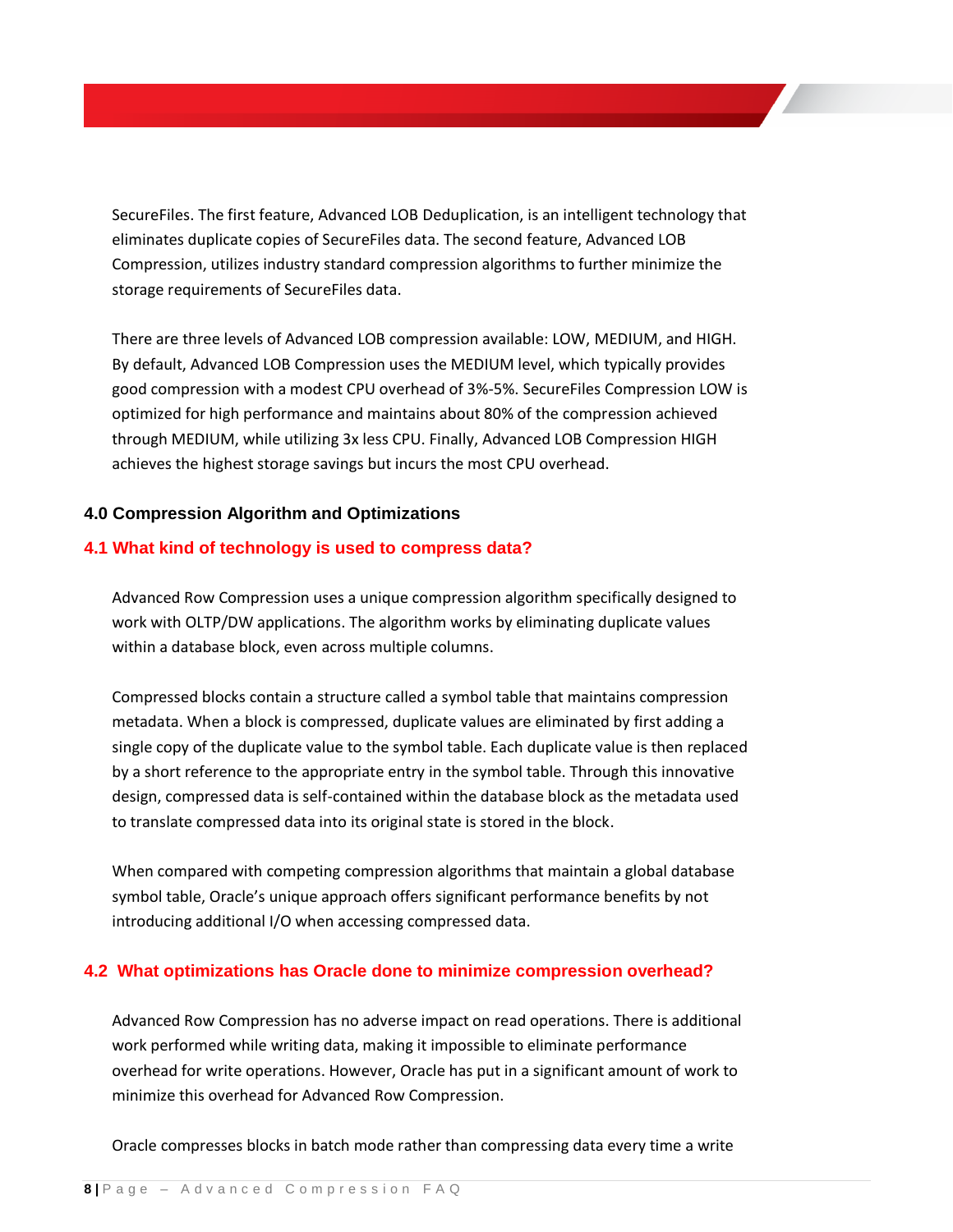SecureFiles. The first feature, Advanced LOB Deduplication, is an intelligent technology that eliminates duplicate copies of SecureFiles data. The second feature, Advanced LOB Compression, utilizes industry standard compression algorithms to further minimize the storage requirements of SecureFiles data.

There are three levels of Advanced LOB compression available: LOW, MEDIUM, and HIGH. By default, Advanced LOB Compression uses the MEDIUM level, which typically provides good compression with a modest CPU overhead of 3%-5%. SecureFiles Compression LOW is optimized for high performance and maintains about 80% of the compression achieved through MEDIUM, while utilizing 3x less CPU. Finally, Advanced LOB Compression HIGH achieves the highest storage savings but incurs the most CPU overhead.

## 4.0 Compression Algorithm and Optimizations

### 4.1 What kind of technology is used to compress data?

Advanced Row Compression uses a unique compression algorithm specifically designed to work with OLTP/DW applications. The algorithm works by eliminating duplicate values within a database block, even across multiple columns.

Compressed blocks contain a structure called a symbol table that maintains compression metadata. When a block is compressed, duplicate values are eliminated by first adding a single copy of the duplicate value to the symbol table. Each duplicate value is then replaced by a short reference to the appropriate entry in the symbol table. Through this innovative design, compressed data is self-contained within the database block as the metadata used to translate compressed data into its original state is stored in the block.

When compared with competing compression algorithms that maintain a global database symbol table, Oracle's unique approach offers significant performance benefits by not introducing additional I/O when accessing compressed data.

### 4.2 What optimizations has Oracle done to minimize compression overhead?

Advanced Row Compression has no adverse impact on read operations. There is additional work performed while writing data, making it impossible to eliminate performance overhead for write operations. However, Oracle has put in a significant amount of work to minimize this overhead for Advanced Row Compression.

Oracle compresses blocks in batch mode rather than compressing data every time a write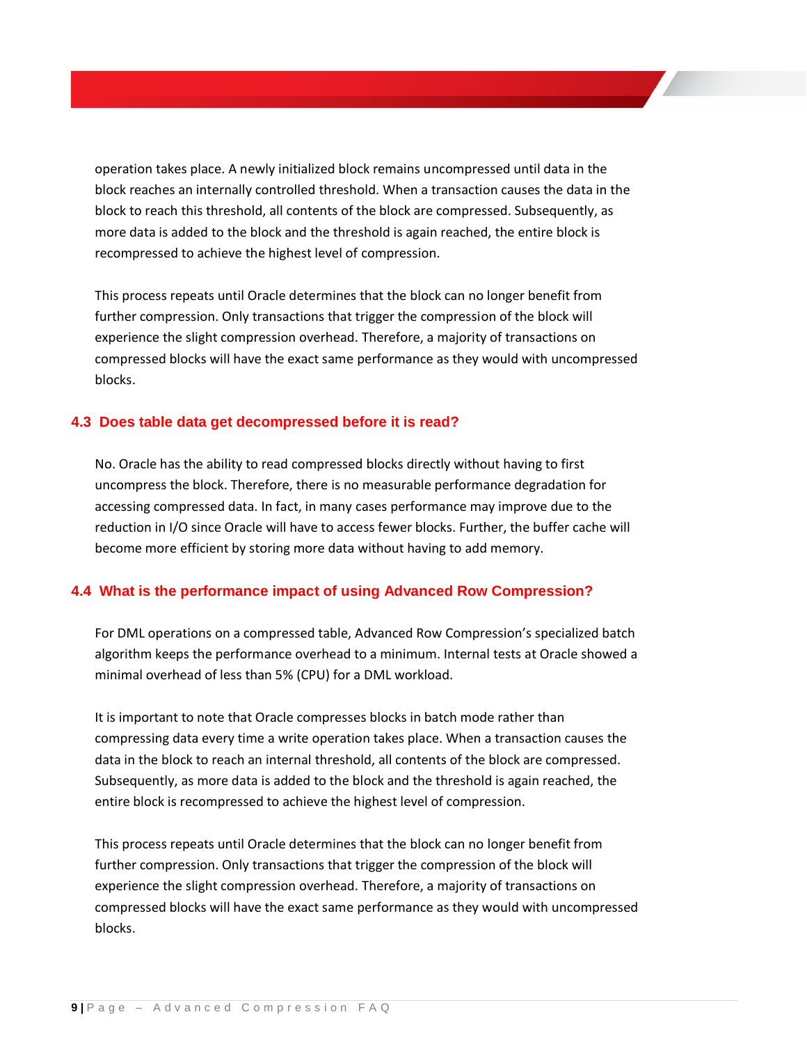operation takes place. A newly initialized block remains uncompressed until data in the block reaches an internally controlled threshold. When a transaction causes the data in the block to reach this threshold, all contents of the block are compressed. Subsequently, as more data is added to the block and the threshold is again reached, the entire block is recompressed to achieve the highest level of compression.

This process repeats until Oracle determines that the block can no longer benefit from further compression. Only transactions that trigger the compression of the block will experience the slight compression overhead. Therefore, a majority of transactions on compressed blocks will have the exact same performance as they would with uncompressed blocks.

### 4.3 Does table data get decompressed before it is read?

No. Oracle has the ability to read compressed blocks directly without having to first uncompress the block. Therefore, there is no measurable performance degradation for accessing compressed data. In fact, in many cases performance may improve due to the reduction in I/O since Oracle will have to access fewer blocks. Further, the buffer cache will become more efficient by storing more data without having to add memory.

### 4.4 What is the performance impact of using Advanced Row Compression?

For DML operations on a compressed table, Advanced Row Compression's specialized batch algorithm keeps the performance overhead to a minimum. Internal tests at Oracle showed a minimal overhead of less than 5% (CPU) for a DML workload.

It is important to note that Oracle compresses blocks in batch mode rather than compressing data every time a write operation takes place. When a transaction causes the data in the block to reach an internal threshold, all contents of the block are compressed. Subsequently, as more data is added to the block and the threshold is again reached, the entire block is recompressed to achieve the highest level of compression.

This process repeats until Oracle determines that the block can no longer benefit from further compression. Only transactions that trigger the compression of the block will experience the slight compression overhead. Therefore, a majority of transactions on compressed blocks will have the exact same performance as they would with uncompressed blocks.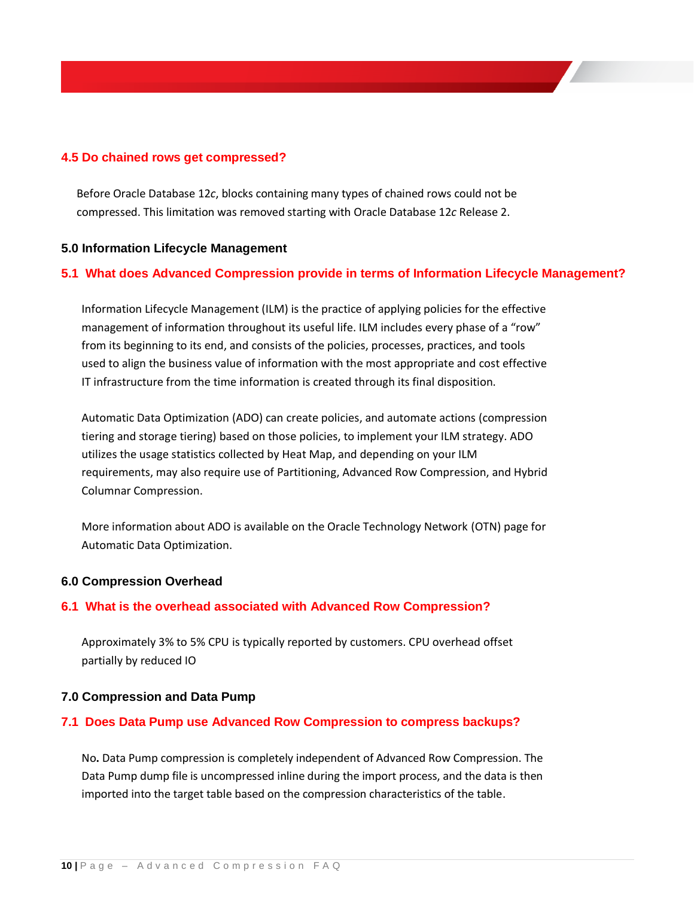### 4.5 Do chained rows get compressed?

Before Oracle Database 12*c*, blocks containing many types of chained rows could not be compressed. This limitation was removed starting with Oracle Database 12*c* Release 2.

## 5.0 Information Lifecycle Management

### 5.1 What does Advanced Compression provide in terms of Information Lifecycle Management?

Information Lifecycle Management (ILM) is the practice of applying policies for the effective management of information throughout its useful life. ILM includes every phase of a “row” from its beginning to its end, and consists of the policies, processes, practices, and tools used to align the business value of information with the most appropriate and cost effective IT infrastructure from the time information is created through its final disposition.

Automatic Data Optimization (ADO) can create policies, and automate actions (compression tiering and storage tiering) based on those policies, to implement your ILM strategy. ADO utilizes the usage statistics collected by Heat Map, and depending on your ILM requirements, may also require use of Partitioning, Advanced Row Compression, and Hybrid Columnar Compression.

More information about ADO is available on the Oracle Technology Network (OTN) page for Automatic Data Optimization.

## 6.0 Compression Overhead

### 6.1 What is the overhead associated with Advanced Row Compression?

Approximately 3% to 5% CPU is typically reported by customers. CPU overhead offset partially by reduced IO

## 7.0 Compression and Data Pump

### 7.1 Does Data Pump use Advanced Row Compression to compress backups?

No**.** Data Pump compression is completely independent of Advanced Row Compression. The Data Pump dump file is uncompressed inline during the import process, and the data is then imported into the target table based on the compression characteristics of the table.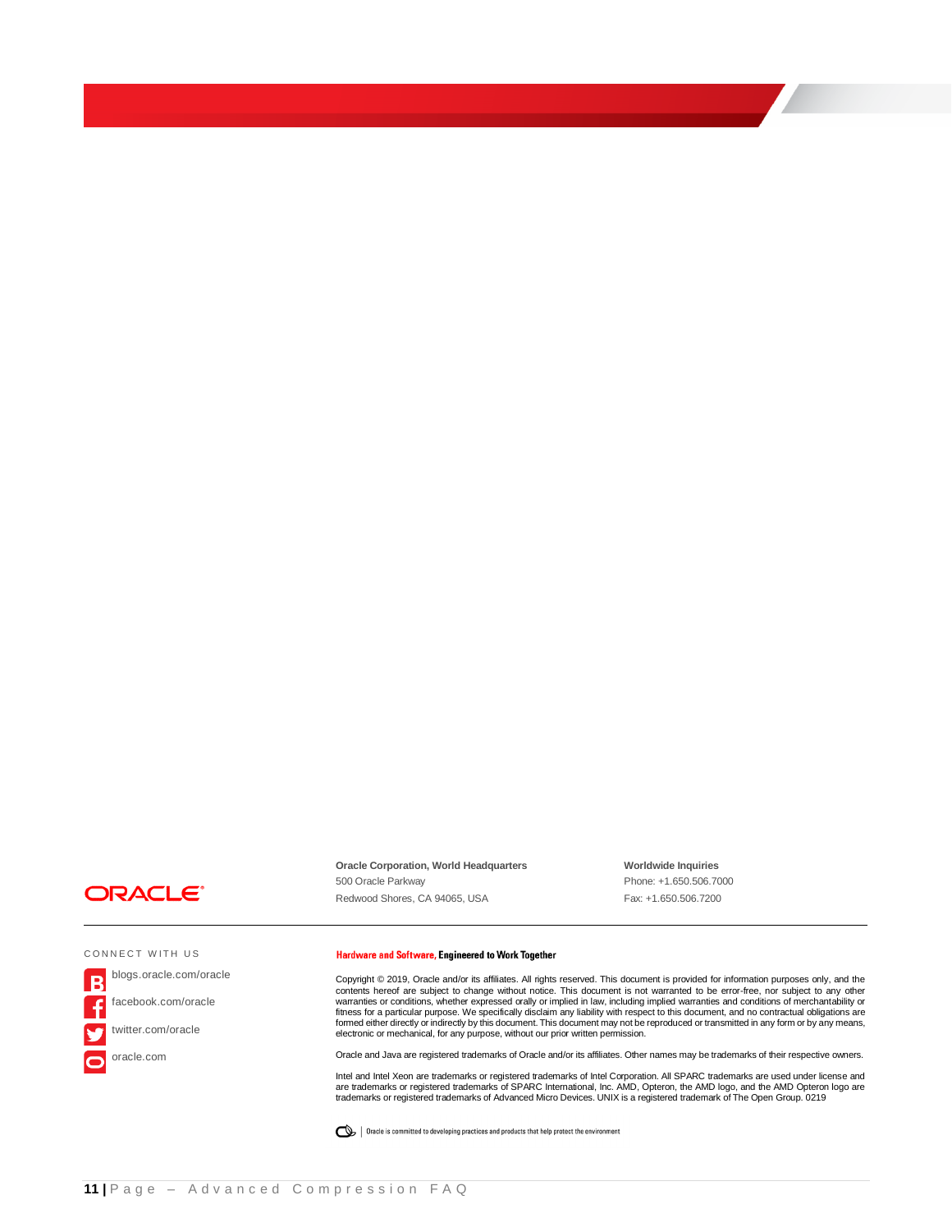ORACLE

**Oracle Corporation, World Headquarters**
500 Oracle Parkway
Redwood Shores, CA 94065, USA

**Worldwide Inquiries**
Phone: +1.650.506.7000
Fax: +1.650.506.7200

CONNECT WITH US

blogs.oracle.com/oracle
facebook.com/oracle
twitter.com/oracle
oracle.com

**Hardware and Software, Engineered to Work Together**

Copyright © 2019, Oracle and/or its affiliates. All rights reserved. This document is provided for information purposes only, and the contents hereof are subject to change without notice. This document is not warranted to be error-free, nor subject to any other warranties or conditions, whether expressed orally or implied in law, including implied warranties and conditions of merchantability or fitness for a particular purpose. We specifically disclaim any liability with respect to this document, and no contractual obligations are formed either directly or indirectly by this document. This document may not be reproduced or transmitted in any form or by any means, electronic or mechanical, for any purpose, without our prior written permission.

Oracle and Java are registered trademarks of Oracle and/or its affiliates. Other names may be trademarks of their respective owners.

Intel and Intel Xeon are trademarks or registered trademarks of Intel Corporation. All SPARC trademarks are used under license and are trademarks or registered trademarks of SPARC International, Inc. AMD, Opteron, the AMD logo, and the AMD Opteron logo are trademarks or registered trademarks of Advanced Micro Devices. UNIX is a registered trademark of The Open Group. 0219

Oracle is committed to developing practices and products that help protect the environment